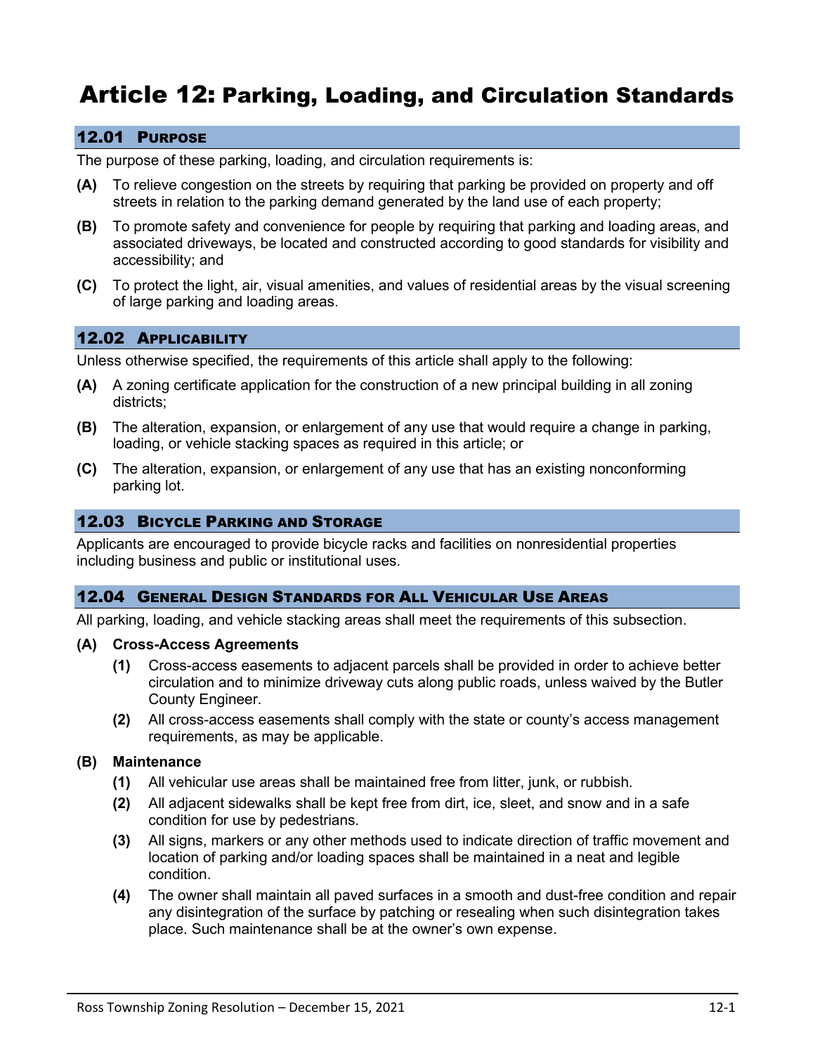# Article 12: Parking, Loading, and Circulation Standards

## 12.01 Purpose

The purpose of these parking, loading, and circulation requirements is:

**(A)** To relieve congestion on the streets by requiring that parking be provided on property and off streets in relation to the parking demand generated by the land use of each property;

**(B)** To promote safety and convenience for people by requiring that parking and loading areas, and associated driveways, be located and constructed according to good standards for visibility and accessibility; and

**(C)** To protect the light, air, visual amenities, and values of residential areas by the visual screening of large parking and loading areas.

## 12.02 Applicability

Unless otherwise specified, the requirements of this article shall apply to the following:

**(A)** A zoning certificate application for the construction of a new principal building in all zoning districts;

**(B)** The alteration, expansion, or enlargement of any use that would require a change in parking, loading, or vehicle stacking spaces as required in this article; or

**(C)** The alteration, expansion, or enlargement of any use that has an existing nonconforming parking lot.

## 12.03 Bicycle Parking and Storage

Applicants are encouraged to provide bicycle racks and facilities on nonresidential properties including business and public or institutional uses.

## 12.04 General Design Standards for All Vehicular Use Areas

All parking, loading, and vehicle stacking areas shall meet the requirements of this subsection.

**(A) Cross-Access Agreements**

- **(1)** Cross-access easements to adjacent parcels shall be provided in order to achieve better circulation and to minimize driveway cuts along public roads, unless waived by the Butler County Engineer.
- **(2)** All cross-access easements shall comply with the state or county's access management requirements, as may be applicable.

**(B) Maintenance**

- **(1)** All vehicular use areas shall be maintained free from litter, junk, or rubbish.
- **(2)** All adjacent sidewalks shall be kept free from dirt, ice, sleet, and snow and in a safe condition for use by pedestrians.
- **(3)** All signs, markers or any other methods used to indicate direction of traffic movement and location of parking and/or loading spaces shall be maintained in a neat and legible condition.
- **(4)** The owner shall maintain all paved surfaces in a smooth and dust-free condition and repair any disintegration of the surface by patching or resealing when such disintegration takes place. Such maintenance shall be at the owner's own expense.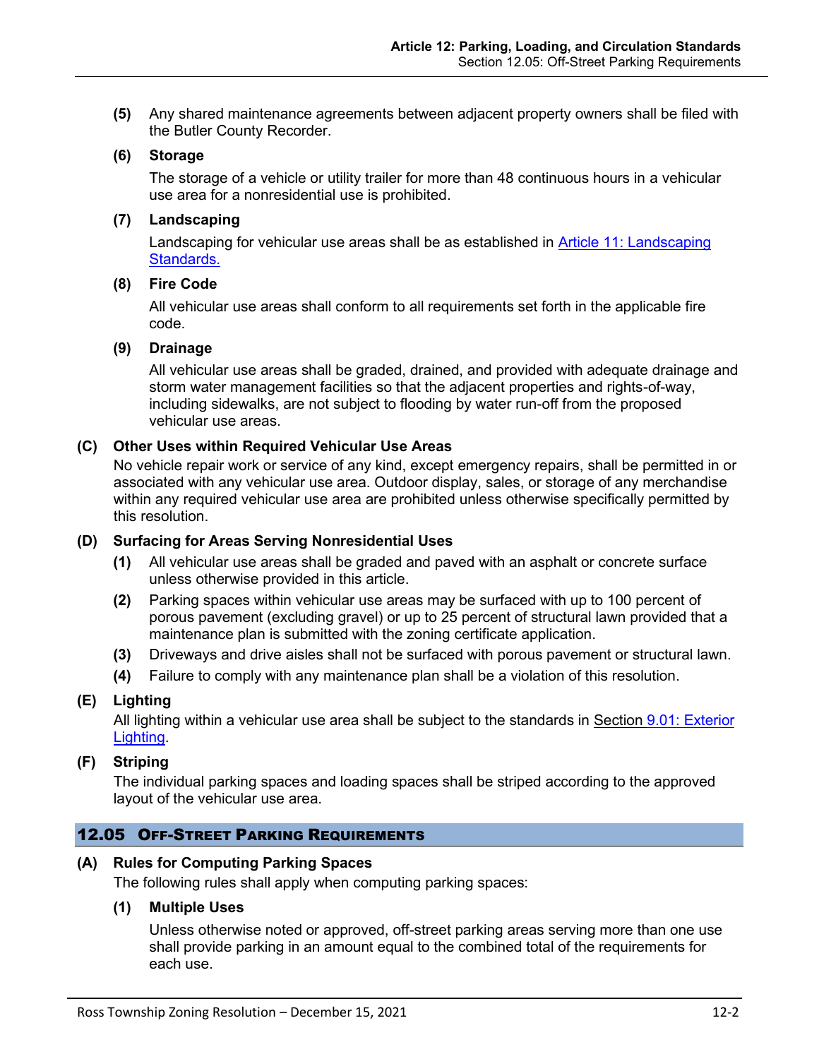**(5)** Any shared maintenance agreements between adjacent property owners shall be filed with the Butler County Recorder.

**(6) Storage**

The storage of a vehicle or utility trailer for more than 48 continuous hours in a vehicular use area for a nonresidential use is prohibited.

**(7) Landscaping**

Landscaping for vehicular use areas shall be as established in Article 11: Landscaping Standards.

**(8) Fire Code**

All vehicular use areas shall conform to all requirements set forth in the applicable fire code.

**(9) Drainage**

All vehicular use areas shall be graded, drained, and provided with adequate drainage and storm water management facilities so that the adjacent properties and rights-of-way, including sidewalks, are not subject to flooding by water run-off from the proposed vehicular use areas.

**(C) Other Uses within Required Vehicular Use Areas**

No vehicle repair work or service of any kind, except emergency repairs, shall be permitted in or associated with any vehicular use area. Outdoor display, sales, or storage of any merchandise within any required vehicular use area are prohibited unless otherwise specifically permitted by this resolution.

**(D) Surfacing for Areas Serving Nonresidential Uses**

**(1)** All vehicular use areas shall be graded and paved with an asphalt or concrete surface unless otherwise provided in this article.

**(2)** Parking spaces within vehicular use areas may be surfaced with up to 100 percent of porous pavement (excluding gravel) or up to 25 percent of structural lawn provided that a maintenance plan is submitted with the zoning certificate application.

**(3)** Driveways and drive aisles shall not be surfaced with porous pavement or structural lawn.

**(4)** Failure to comply with any maintenance plan shall be a violation of this resolution.

**(E) Lighting**

All lighting within a vehicular use area shall be subject to the standards in Section 9.01: Exterior Lighting.

**(F) Striping**

The individual parking spaces and loading spaces shall be striped according to the approved layout of the vehicular use area.

## 12.05 Off-Street Parking Requirements

**(A) Rules for Computing Parking Spaces**

The following rules shall apply when computing parking spaces:

**(1) Multiple Uses**

Unless otherwise noted or approved, off-street parking areas serving more than one use shall provide parking in an amount equal to the combined total of the requirements for each use.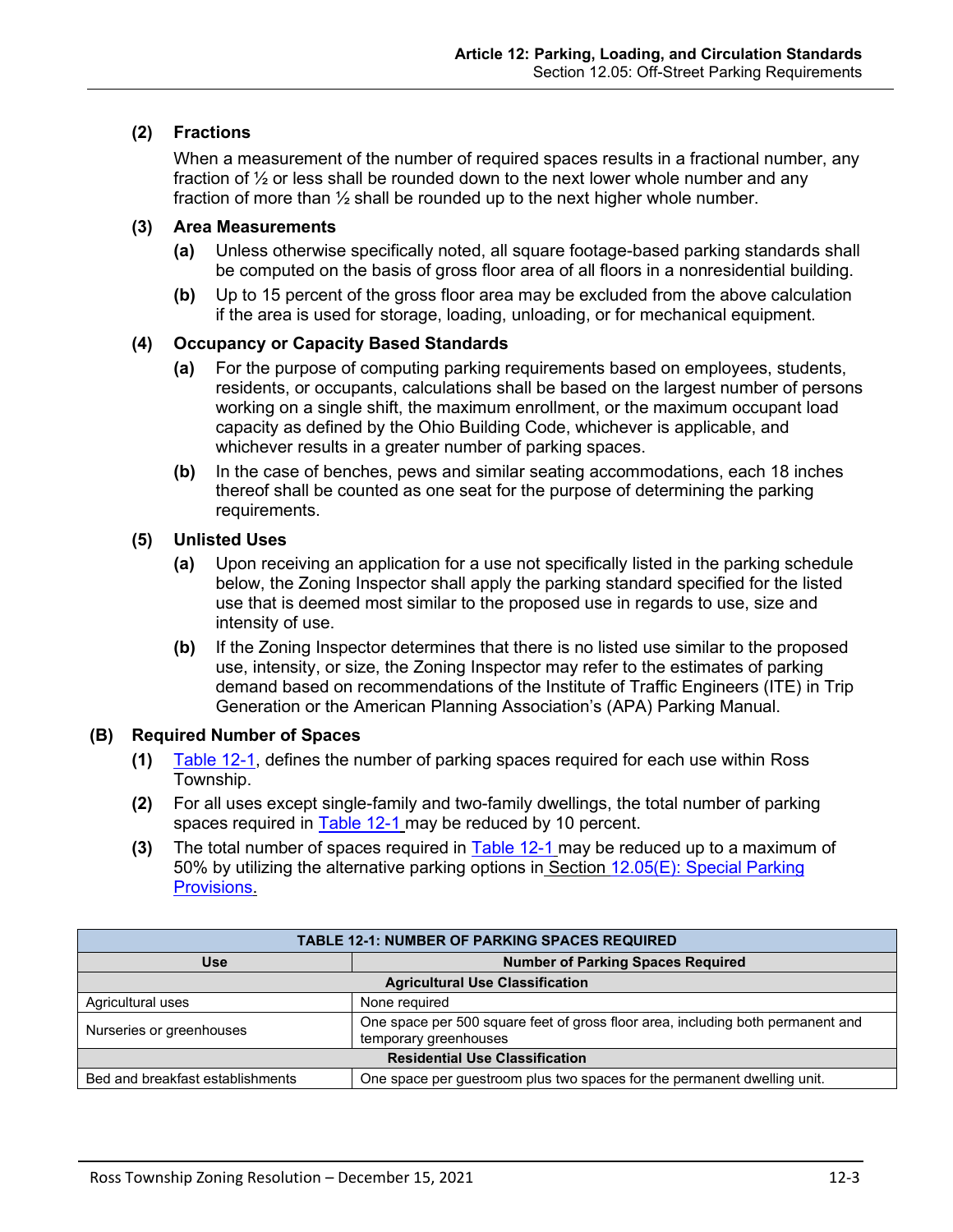**(2) Fractions**

When a measurement of the number of required spaces results in a fractional number, any fraction of ½ or less shall be rounded down to the next lower whole number and any fraction of more than ½ shall be rounded up to the next higher whole number.

**(3) Area Measurements**

**(a)** Unless otherwise specifically noted, all square footage-based parking standards shall be computed on the basis of gross floor area of all floors in a nonresidential building.

**(b)** Up to 15 percent of the gross floor area may be excluded from the above calculation if the area is used for storage, loading, unloading, or for mechanical equipment.

**(4) Occupancy or Capacity Based Standards**

**(a)** For the purpose of computing parking requirements based on employees, students, residents, or occupants, calculations shall be based on the largest number of persons working on a single shift, the maximum enrollment, or the maximum occupant load capacity as defined by the Ohio Building Code, whichever is applicable, and whichever results in a greater number of parking spaces.

**(b)** In the case of benches, pews and similar seating accommodations, each 18 inches thereof shall be counted as one seat for the purpose of determining the parking requirements.

**(5) Unlisted Uses**

**(a)** Upon receiving an application for a use not specifically listed in the parking schedule below, the Zoning Inspector shall apply the parking standard specified for the listed use that is deemed most similar to the proposed use in regards to use, size and intensity of use.

**(b)** If the Zoning Inspector determines that there is no listed use similar to the proposed use, intensity, or size, the Zoning Inspector may refer to the estimates of parking demand based on recommendations of the Institute of Traffic Engineers (ITE) in Trip Generation or the American Planning Association's (APA) Parking Manual.

**(B) Required Number of Spaces**

**(1)** Table 12-1, defines the number of parking spaces required for each use within Ross Township.

**(2)** For all uses except single-family and two-family dwellings, the total number of parking spaces required in Table 12-1 may be reduced by 10 percent.

**(3)** The total number of spaces required in Table 12-1 may be reduced up to a maximum of 50% by utilizing the alternative parking options in Section 12.05(E): Special Parking Provisions.

| TABLE 12-1: NUMBER OF PARKING SPACES REQUIRED | |
|---|---|
| **Use** | **Number of Parking Spaces Required** |
| **Agricultural Use Classification** | |
| Agricultural uses | None required |
| Nurseries or greenhouses | One space per 500 square feet of gross floor area, including both permanent and temporary greenhouses |
| **Residential Use Classification** | |
| Bed and breakfast establishments | One space per guestroom plus two spaces for the permanent dwelling unit. |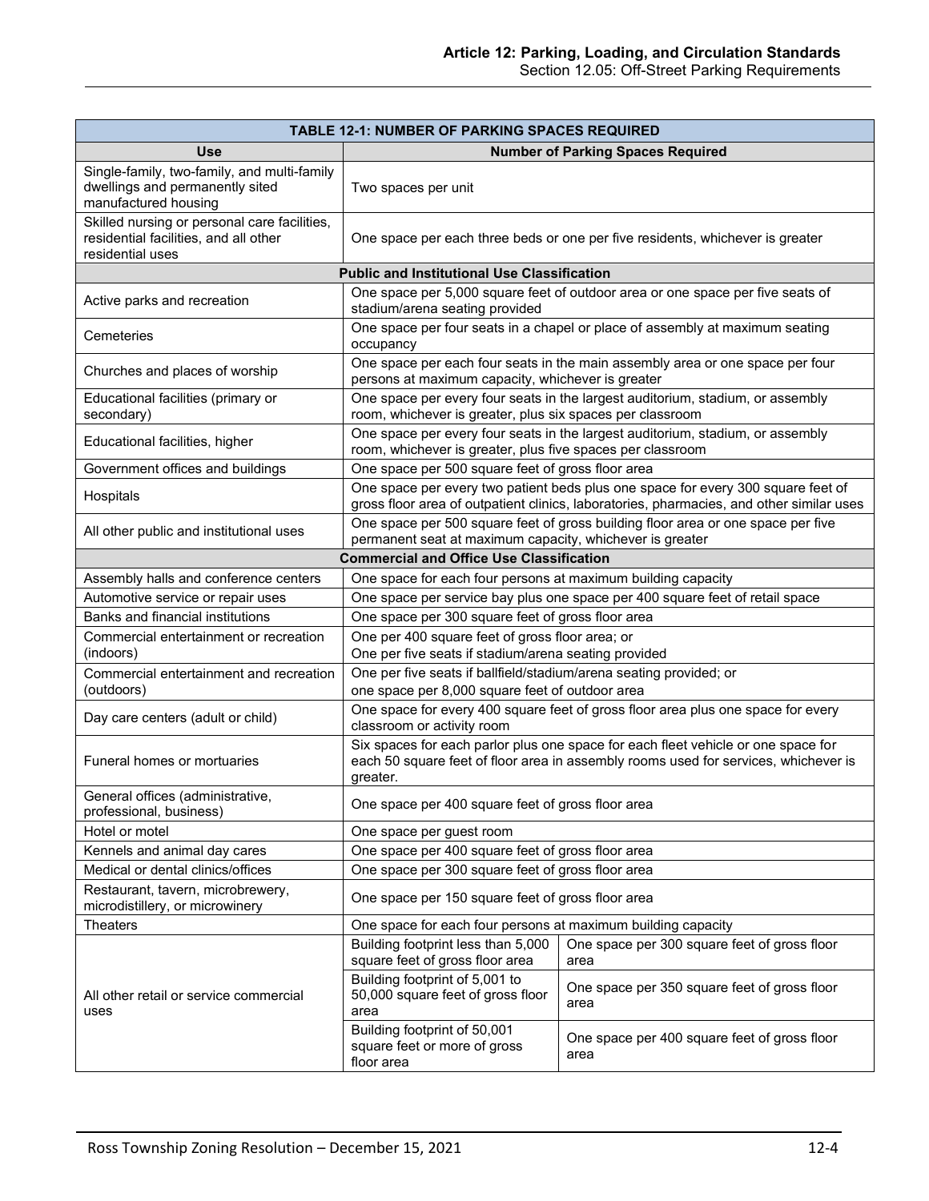| TABLE 12-1: NUMBER OF PARKING SPACES REQUIRED | | |
|---|---|---|
| **Use** | **Number of Parking Spaces Required** | |
| Single-family, two-family, and multi-family dwellings and permanently sited manufactured housing | Two spaces per unit | |
| Skilled nursing or personal care facilities, residential facilities, and all other residential uses | One space per each three beds or one per five residents, whichever is greater | |
| **Public and Institutional Use Classification** | | |
| Active parks and recreation | One space per 5,000 square feet of outdoor area or one space per five seats of stadium/arena seating provided | |
| Cemeteries | One space per four seats in a chapel or place of assembly at maximum seating occupancy | |
| Churches and places of worship | One space per each four seats in the main assembly area or one space per four persons at maximum capacity, whichever is greater | |
| Educational facilities (primary or secondary) | One space per every four seats in the largest auditorium, stadium, or assembly room, whichever is greater, plus six spaces per classroom | |
| Educational facilities, higher | One space per every four seats in the largest auditorium, stadium, or assembly room, whichever is greater, plus five spaces per classroom | |
| Government offices and buildings | One space per 500 square feet of gross floor area | |
| Hospitals | One space per every two patient beds plus one space for every 300 square feet of gross floor area of outpatient clinics, laboratories, pharmacies, and other similar uses | |
| All other public and institutional uses | One space per 500 square feet of gross building floor area or one space per five permanent seat at maximum capacity, whichever is greater | |
| **Commercial and Office Use Classification** | | |
| Assembly halls and conference centers | One space for each four persons at maximum building capacity | |
| Automotive service or repair uses | One space per service bay plus one space per 400 square feet of retail space | |
| Banks and financial institutions | One space per 300 square feet of gross floor area | |
| Commercial entertainment or recreation (indoors) | One per 400 square feet of gross floor area; or One per five seats if stadium/arena seating provided | |
| Commercial entertainment and recreation (outdoors) | One per five seats if ballfield/stadium/arena seating provided; or one space per 8,000 square feet of outdoor area | |
| Day care centers (adult or child) | One space for every 400 square feet of gross floor area plus one space for every classroom or activity room | |
| Funeral homes or mortuaries | Six spaces for each parlor plus one space for each fleet vehicle or one space for each 50 square feet of floor area in assembly rooms used for services, whichever is greater. | |
| General offices (administrative, professional, business) | One space per 400 square feet of gross floor area | |
| Hotel or motel | One space per guest room | |
| Kennels and animal day cares | One space per 400 square feet of gross floor area | |
| Medical or dental clinics/offices | One space per 300 square feet of gross floor area | |
| Restaurant, tavern, microbrewery, microdistillery, or microwinery | One space per 150 square feet of gross floor area | |
| Theaters | One space for each four persons at maximum building capacity | |
| All other retail or service commercial uses | Building footprint less than 5,000 square feet of gross floor area | One space per 300 square feet of gross floor area |
| | Building footprint of 5,001 to 50,000 square feet of gross floor area | One space per 350 square feet of gross floor area |
| | Building footprint of 50,001 square feet or more of gross floor area | One space per 400 square feet of gross floor area |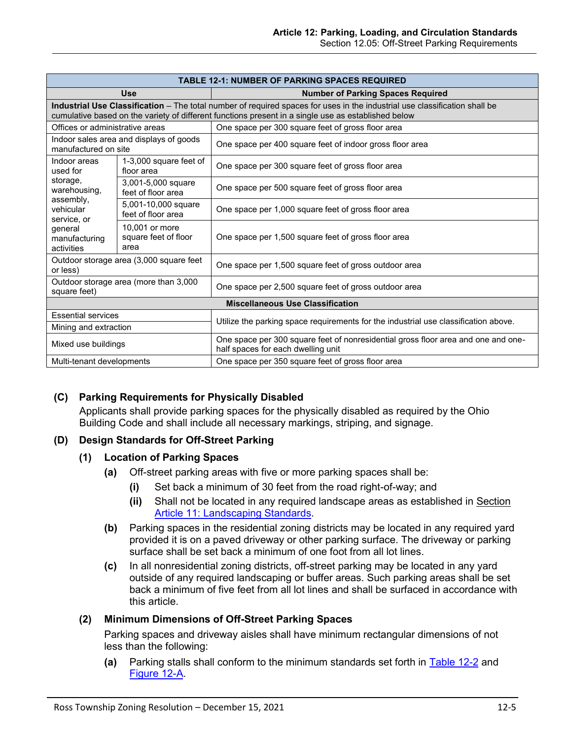| TABLE 12-1: NUMBER OF PARKING SPACES REQUIRED | | |
|---|---|---|
| **Use** | | **Number of Parking Spaces Required** |
| **Industrial Use Classification** – The total number of required spaces for uses in the industrial use classification shall be cumulative based on the variety of different functions present in a single use as established below | | |
| Offices or administrative areas | | One space per 300 square feet of gross floor area |
| Indoor sales area and displays of goods manufactured on site | | One space per 400 square feet of indoor gross floor area |
| Indoor areas used for storage, warehousing, assembly, vehicular service, or general manufacturing activities | 1-3,000 square feet of floor area | One space per 300 square feet of gross floor area |
| | 3,001-5,000 square feet of floor area | One space per 500 square feet of gross floor area |
| | 5,001-10,000 square feet of floor area | One space per 1,000 square feet of gross floor area |
| | 10,001 or more square feet of floor area | One space per 1,500 square feet of gross floor area |
| Outdoor storage area (3,000 square feet or less) | | One space per 1,500 square feet of gross outdoor area |
| Outdoor storage area (more than 3,000 square feet) | | One space per 2,500 square feet of gross outdoor area |
| **Miscellaneous Use Classification** | | |
| Essential services | | Utilize the parking space requirements for the industrial use classification above. |
| Mining and extraction | | Utilize the parking space requirements for the industrial use classification above. |
| Mixed use buildings | | One space per 300 square feet of nonresidential gross floor area and one and one-half spaces for each dwelling unit |
| Multi-tenant developments | | One space per 350 square feet of gross floor area |

## (C) Parking Requirements for Physically Disabled

Applicants shall provide parking spaces for the physically disabled as required by the Ohio Building Code and shall include all necessary markings, striping, and signage.

## (D) Design Standards for Off-Street Parking

### (1) Location of Parking Spaces

**(a)** Off-street parking areas with five or more parking spaces shall be:

- **(i)** Set back a minimum of 30 feet from the road right-of-way; and
- **(ii)** Shall not be located in any required landscape areas as established in Section Article 11: Landscaping Standards.

**(b)** Parking spaces in the residential zoning districts may be located in any required yard provided it is on a paved driveway or other parking surface. The driveway or parking surface shall be set back a minimum of one foot from all lot lines.

**(c)** In all nonresidential zoning districts, off-street parking may be located in any yard outside of any required landscaping or buffer areas. Such parking areas shall be set back a minimum of five feet from all lot lines and shall be surfaced in accordance with this article.

### (2) Minimum Dimensions of Off-Street Parking Spaces

Parking spaces and driveway aisles shall have minimum rectangular dimensions of not less than the following:

**(a)** Parking stalls shall conform to the minimum standards set forth in Table 12-2 and Figure 12-A.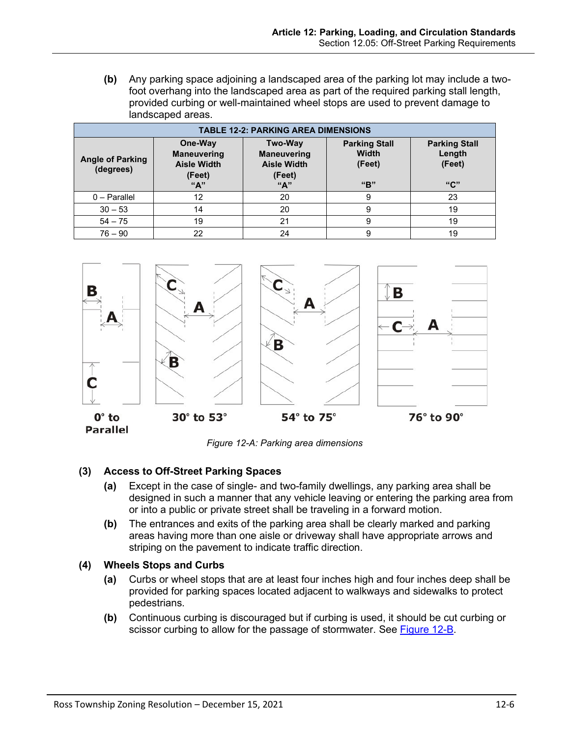(b) Any parking space adjoining a landscaped area of the parking lot may include a two-foot overhang into the landscaped area as part of the required parking stall length, provided curbing or well-maintained wheel stops are used to prevent damage to landscaped areas.

| TABLE 12-2: PARKING AREA DIMENSIONS | | | | |
|---|---|---|---|---|
| Angle of Parking (degrees) | One-Way Maneuvering Aisle Width (Feet) "A" | Two-Way Maneuvering Aisle Width (Feet) "A" | Parking Stall Width (Feet) "B" | Parking Stall Length (Feet) "C" |
| 0 – Parallel | 12 | 20 | 9 | 23 |
| 30 – 53 | 14 | 20 | 9 | 19 |
| 54 – 75 | 19 | 21 | 9 | 19 |
| 76 – 90 | 22 | 24 | 9 | 19 |

*Figure 12-A: Parking area dimensions*

### (3) Access to Off-Street Parking Spaces

**(a)** Except in the case of single- and two-family dwellings, any parking area shall be designed in such a manner that any vehicle leaving or entering the parking area from or into a public or private street shall be traveling in a forward motion.

**(b)** The entrances and exits of the parking area shall be clearly marked and parking areas having more than one aisle or driveway shall have appropriate arrows and striping on the pavement to indicate traffic direction.

### (4) Wheels Stops and Curbs

**(a)** Curbs or wheel stops that are at least four inches high and four inches deep shall be provided for parking spaces located adjacent to walkways and sidewalks to protect pedestrians.

**(b)** Continuous curbing is discouraged but if curbing is used, it should be cut curbing or scissor curbing to allow for the passage of stormwater. See Figure 12-B.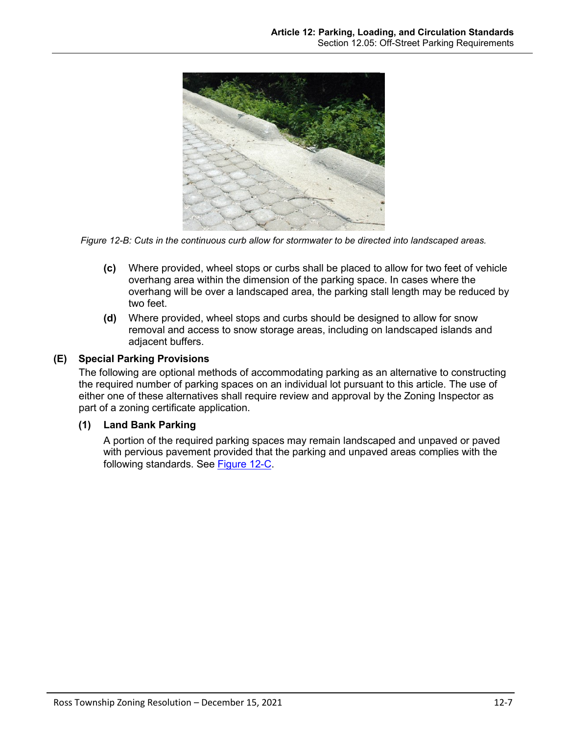*Figure 12-B: Cuts in the continuous curb allow for stormwater to be directed into landscaped areas.*

**(c)** Where provided, wheel stops or curbs shall be placed to allow for two feet of vehicle overhang area within the dimension of the parking space. In cases where the overhang will be over a landscaped area, the parking stall length may be reduced by two feet.

**(d)** Where provided, wheel stops and curbs should be designed to allow for snow removal and access to snow storage areas, including on landscaped islands and adjacent buffers.

### (E) Special Parking Provisions

The following are optional methods of accommodating parking as an alternative to constructing the required number of parking spaces on an individual lot pursuant to this article. The use of either one of these alternatives shall require review and approval by the Zoning Inspector as part of a zoning certificate application.

#### (1) Land Bank Parking

A portion of the required parking spaces may remain landscaped and unpaved or paved with pervious pavement provided that the parking and unpaved areas complies with the following standards. See Figure 12-C.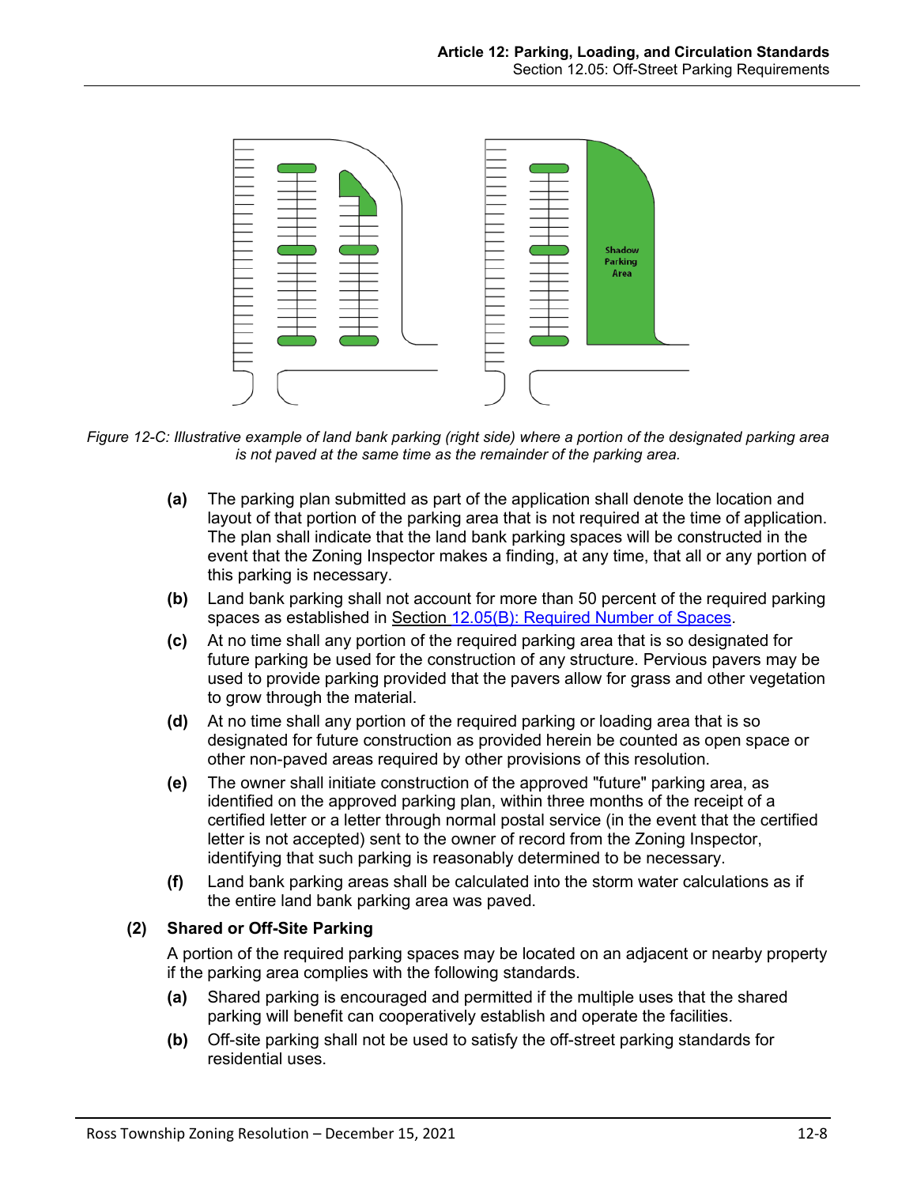*Figure 12-C: Illustrative example of land bank parking (right side) where a portion of the designated parking area is not paved at the same time as the remainder of the parking area.*

- **(a)** The parking plan submitted as part of the application shall denote the location and layout of that portion of the parking area that is not required at the time of application. The plan shall indicate that the land bank parking spaces will be constructed in the event that the Zoning Inspector makes a finding, at any time, that all or any portion of this parking is necessary.
- **(b)** Land bank parking shall not account for more than 50 percent of the required parking spaces as established in Section 12.05(B): Required Number of Spaces.
- **(c)** At no time shall any portion of the required parking area that is so designated for future parking be used for the construction of any structure. Pervious pavers may be used to provide parking provided that the pavers allow for grass and other vegetation to grow through the material.
- **(d)** At no time shall any portion of the required parking or loading area that is so designated for future construction as provided herein be counted as open space or other non-paved areas required by other provisions of this resolution.
- **(e)** The owner shall initiate construction of the approved "future" parking area, as identified on the approved parking plan, within three months of the receipt of a certified letter or a letter through normal postal service (in the event that the certified letter is not accepted) sent to the owner of record from the Zoning Inspector, identifying that such parking is reasonably determined to be necessary.
- **(f)** Land bank parking areas shall be calculated into the storm water calculations as if the entire land bank parking area was paved.

**(2) Shared or Off-Site Parking**

A portion of the required parking spaces may be located on an adjacent or nearby property if the parking area complies with the following standards.

- **(a)** Shared parking is encouraged and permitted if the multiple uses that the shared parking will benefit can cooperatively establish and operate the facilities.
- **(b)** Off-site parking shall not be used to satisfy the off-street parking standards for residential uses.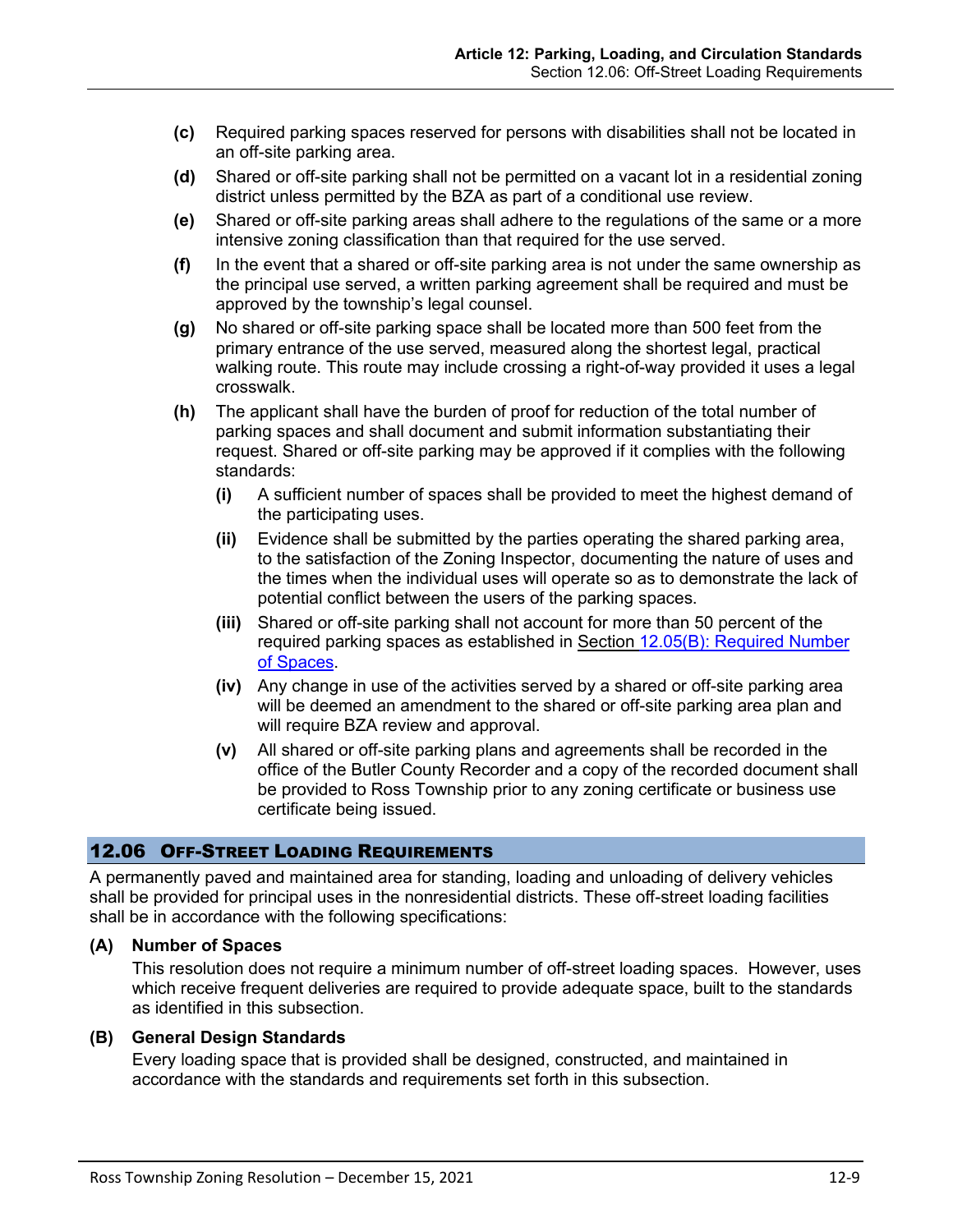**(c)** Required parking spaces reserved for persons with disabilities shall not be located in an off-site parking area.

**(d)** Shared or off-site parking shall not be permitted on a vacant lot in a residential zoning district unless permitted by the BZA as part of a conditional use review.

**(e)** Shared or off-site parking areas shall adhere to the regulations of the same or a more intensive zoning classification than that required for the use served.

**(f)** In the event that a shared or off-site parking area is not under the same ownership as the principal use served, a written parking agreement shall be required and must be approved by the township's legal counsel.

**(g)** No shared or off-site parking space shall be located more than 500 feet from the primary entrance of the use served, measured along the shortest legal, practical walking route. This route may include crossing a right-of-way provided it uses a legal crosswalk.

**(h)** The applicant shall have the burden of proof for reduction of the total number of parking spaces and shall document and submit information substantiating their request. Shared or off-site parking may be approved if it complies with the following standards:

- **(i)** A sufficient number of spaces shall be provided to meet the highest demand of the participating uses.
- **(ii)** Evidence shall be submitted by the parties operating the shared parking area, to the satisfaction of the Zoning Inspector, documenting the nature of uses and the times when the individual uses will operate so as to demonstrate the lack of potential conflict between the users of the parking spaces.
- **(iii)** Shared or off-site parking shall not account for more than 50 percent of the required parking spaces as established in Section 12.05(B): Required Number of Spaces.
- **(iv)** Any change in use of the activities served by a shared or off-site parking area will be deemed an amendment to the shared or off-site parking area plan and will require BZA review and approval.
- **(v)** All shared or off-site parking plans and agreements shall be recorded in the office of the Butler County Recorder and a copy of the recorded document shall be provided to Ross Township prior to any zoning certificate or business use certificate being issued.

## 12.06 Off-Street Loading Requirements

A permanently paved and maintained area for standing, loading and unloading of delivery vehicles shall be provided for principal uses in the nonresidential districts. These off-street loading facilities shall be in accordance with the following specifications:

### (A) Number of Spaces

This resolution does not require a minimum number of off-street loading spaces. However, uses which receive frequent deliveries are required to provide adequate space, built to the standards as identified in this subsection.

### (B) General Design Standards

Every loading space that is provided shall be designed, constructed, and maintained in accordance with the standards and requirements set forth in this subsection.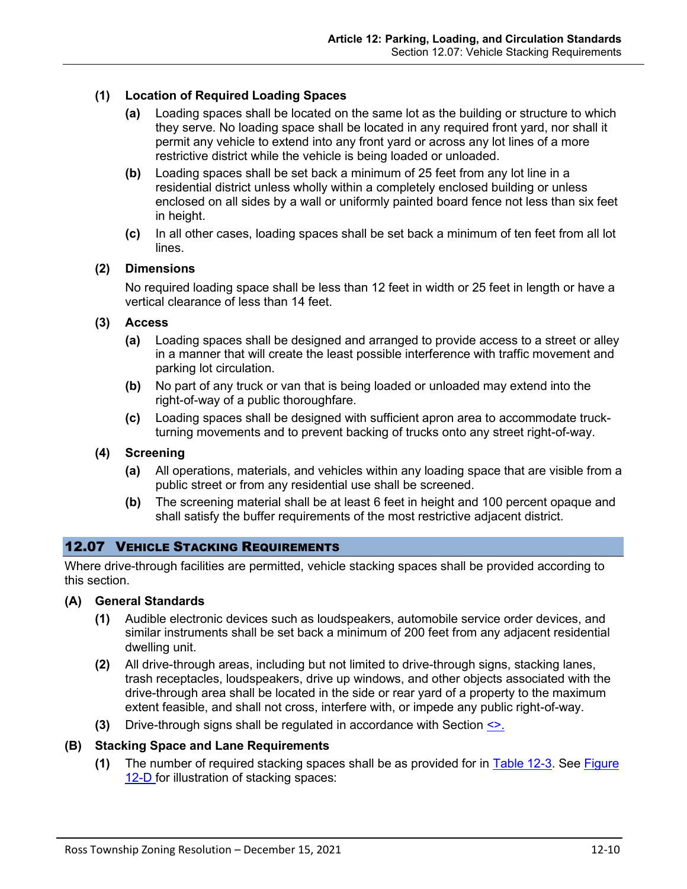**(1) Location of Required Loading Spaces**

**(a)** Loading spaces shall be located on the same lot as the building or structure to which they serve. No loading space shall be located in any required front yard, nor shall it permit any vehicle to extend into any front yard or across any lot lines of a more restrictive district while the vehicle is being loaded or unloaded.

**(b)** Loading spaces shall be set back a minimum of 25 feet from any lot line in a residential district unless wholly within a completely enclosed building or unless enclosed on all sides by a wall or uniformly painted board fence not less than six feet in height.

**(c)** In all other cases, loading spaces shall be set back a minimum of ten feet from all lot lines.

**(2) Dimensions**

No required loading space shall be less than 12 feet in width or 25 feet in length or have a vertical clearance of less than 14 feet.

**(3) Access**

**(a)** Loading spaces shall be designed and arranged to provide access to a street or alley in a manner that will create the least possible interference with traffic movement and parking lot circulation.

**(b)** No part of any truck or van that is being loaded or unloaded may extend into the right-of-way of a public thoroughfare.

**(c)** Loading spaces shall be designed with sufficient apron area to accommodate truck-turning movements and to prevent backing of trucks onto any street right-of-way.

**(4) Screening**

**(a)** All operations, materials, and vehicles within any loading space that are visible from a public street or from any residential use shall be screened.

**(b)** The screening material shall be at least 6 feet in height and 100 percent opaque and shall satisfy the buffer requirements of the most restrictive adjacent district.

## 12.07 Vehicle Stacking Requirements

Where drive-through facilities are permitted, vehicle stacking spaces shall be provided according to this section.

**(A) General Standards**

**(1)** Audible electronic devices such as loudspeakers, automobile service order devices, and similar instruments shall be set back a minimum of 200 feet from any adjacent residential dwelling unit.

**(2)** All drive-through areas, including but not limited to drive-through signs, stacking lanes, trash receptacles, loudspeakers, drive up windows, and other objects associated with the drive-through area shall be located in the side or rear yard of a property to the maximum extent feasible, and shall not cross, interfere with, or impede any public right-of-way.

**(3)** Drive-through signs shall be regulated in accordance with Section <>.

**(B) Stacking Space and Lane Requirements**

**(1)** The number of required stacking spaces shall be as provided for in Table 12-3. See Figure 12-D for illustration of stacking spaces: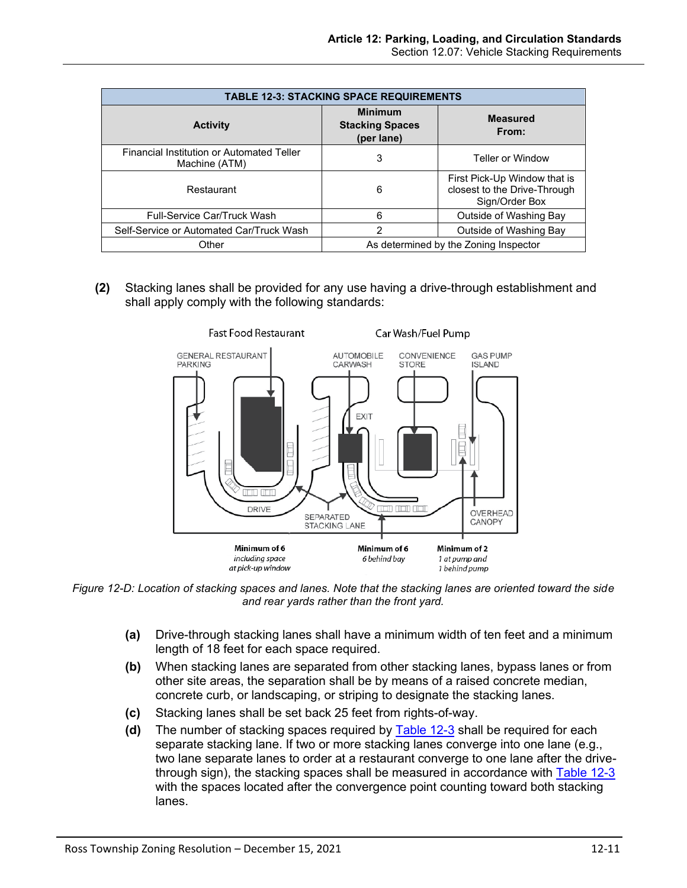| TABLE 12-3: STACKING SPACE REQUIREMENTS | | |
|---|---|---|
| **Activity** | **Minimum Stacking Spaces (per lane)** | **Measured From:** |
| Financial Institution or Automated Teller Machine (ATM) | 3 | Teller or Window |
| Restaurant | 6 | First Pick-Up Window that is closest to the Drive-Through Sign/Order Box |
| Full-Service Car/Truck Wash | 6 | Outside of Washing Bay |
| Self-Service or Automated Car/Truck Wash | 2 | Outside of Washing Bay |
| Other | As determined by the Zoning Inspector | |

**(2)** Stacking lanes shall be provided for any use having a drive-through establishment and shall apply comply with the following standards:

*Figure 12-D: Location of stacking spaces and lanes. Note that the stacking lanes are oriented toward the side and rear yards rather than the front yard.*

**(a)** Drive-through stacking lanes shall have a minimum width of ten feet and a minimum length of 18 feet for each space required.

**(b)** When stacking lanes are separated from other stacking lanes, bypass lanes or from other site areas, the separation shall be by means of a raised concrete median, concrete curb, or landscaping, or striping to designate the stacking lanes.

**(c)** Stacking lanes shall be set back 25 feet from rights-of-way.

**(d)** The number of stacking spaces required by Table 12-3 shall be required for each separate stacking lane. If two or more stacking lanes converge into one lane (e.g., two lane separate lanes to order at a restaurant converge to one lane after the drive-through sign), the stacking spaces shall be measured in accordance with Table 12-3 with the spaces located after the convergence point counting toward both stacking lanes.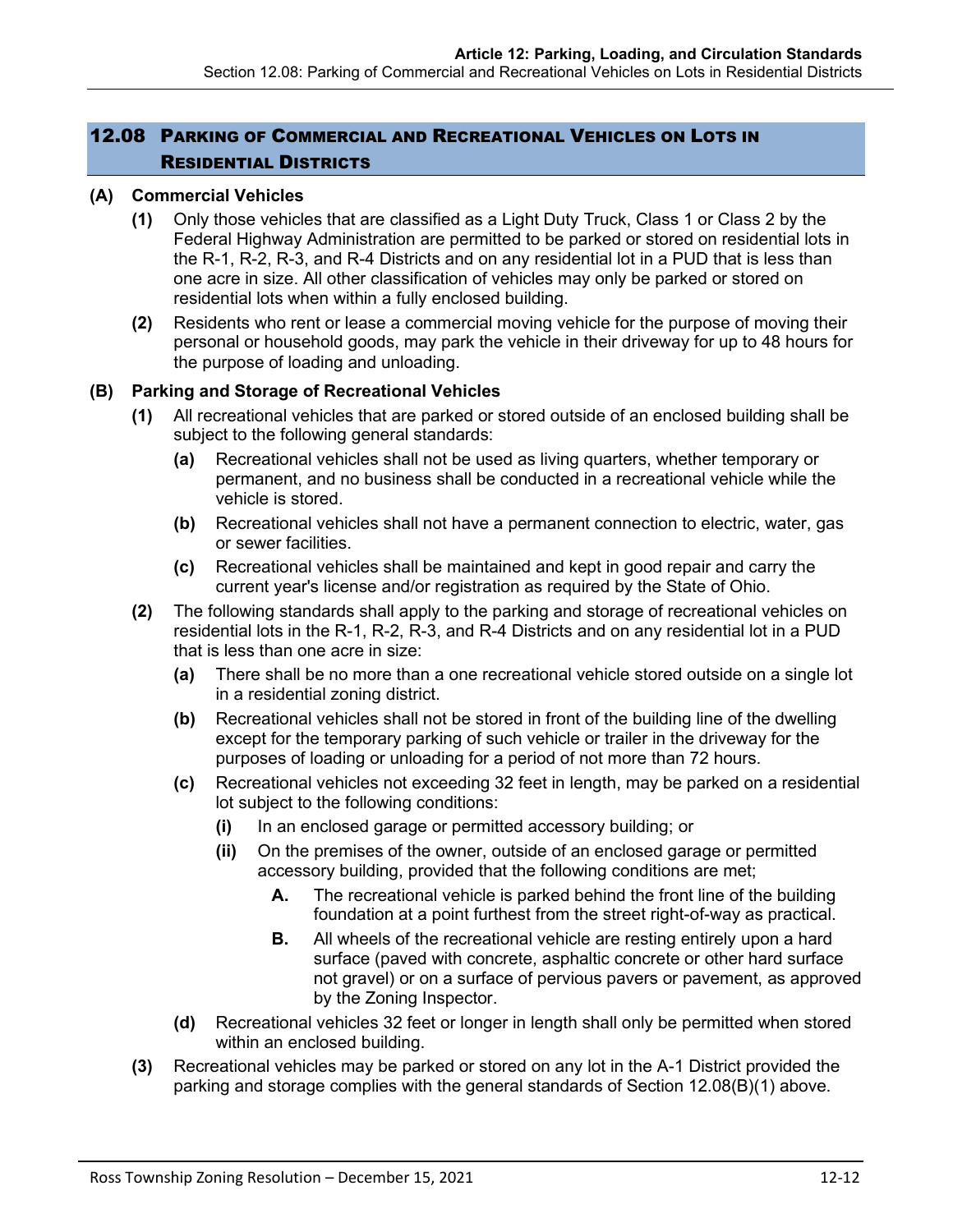## 12.08 Parking of Commercial and Recreational Vehicles on Lots in Residential Districts

**(A) Commercial Vehicles**

**(1)** Only those vehicles that are classified as a Light Duty Truck, Class 1 or Class 2 by the Federal Highway Administration are permitted to be parked or stored on residential lots in the R-1, R-2, R-3, and R-4 Districts and on any residential lot in a PUD that is less than one acre in size. All other classification of vehicles may only be parked or stored on residential lots when within a fully enclosed building.

**(2)** Residents who rent or lease a commercial moving vehicle for the purpose of moving their personal or household goods, may park the vehicle in their driveway for up to 48 hours for the purpose of loading and unloading.

**(B) Parking and Storage of Recreational Vehicles**

**(1)** All recreational vehicles that are parked or stored outside of an enclosed building shall be subject to the following general standards:

**(a)** Recreational vehicles shall not be used as living quarters, whether temporary or permanent, and no business shall be conducted in a recreational vehicle while the vehicle is stored.

**(b)** Recreational vehicles shall not have a permanent connection to electric, water, gas or sewer facilities.

**(c)** Recreational vehicles shall be maintained and kept in good repair and carry the current year's license and/or registration as required by the State of Ohio.

**(2)** The following standards shall apply to the parking and storage of recreational vehicles on residential lots in the R-1, R-2, R-3, and R-4 Districts and on any residential lot in a PUD that is less than one acre in size:

**(a)** There shall be no more than a one recreational vehicle stored outside on a single lot in a residential zoning district.

**(b)** Recreational vehicles shall not be stored in front of the building line of the dwelling except for the temporary parking of such vehicle or trailer in the driveway for the purposes of loading or unloading for a period of not more than 72 hours.

**(c)** Recreational vehicles not exceeding 32 feet in length, may be parked on a residential lot subject to the following conditions:

**(i)** In an enclosed garage or permitted accessory building; or

**(ii)** On the premises of the owner, outside of an enclosed garage or permitted accessory building, provided that the following conditions are met;

**A.** The recreational vehicle is parked behind the front line of the building foundation at a point furthest from the street right-of-way as practical.

**B.** All wheels of the recreational vehicle are resting entirely upon a hard surface (paved with concrete, asphaltic concrete or other hard surface not gravel) or on a surface of pervious pavers or pavement, as approved by the Zoning Inspector.

**(d)** Recreational vehicles 32 feet or longer in length shall only be permitted when stored within an enclosed building.

**(3)** Recreational vehicles may be parked or stored on any lot in the A-1 District provided the parking and storage complies with the general standards of Section 12.08(B)(1) above.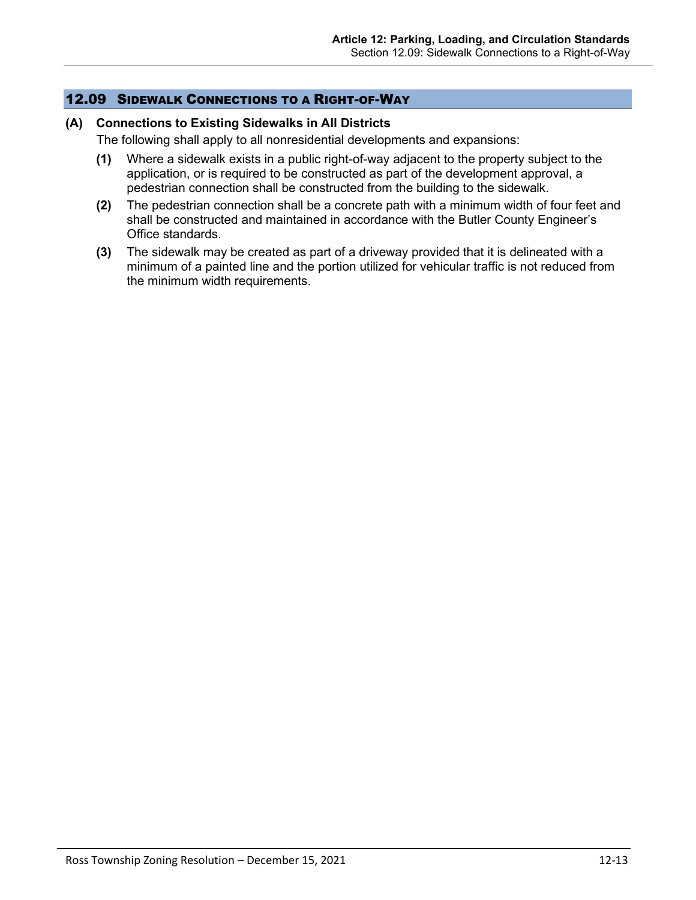## 12.09 Sidewalk Connections to a Right-of-Way

**(A) Connections to Existing Sidewalks in All Districts**

The following shall apply to all nonresidential developments and expansions:

**(1)** Where a sidewalk exists in a public right-of-way adjacent to the property subject to the application, or is required to be constructed as part of the development approval, a pedestrian connection shall be constructed from the building to the sidewalk.

**(2)** The pedestrian connection shall be a concrete path with a minimum width of four feet and shall be constructed and maintained in accordance with the Butler County Engineer's Office standards.

**(3)** The sidewalk may be created as part of a driveway provided that it is delineated with a minimum of a painted line and the portion utilized for vehicular traffic is not reduced from the minimum width requirements.